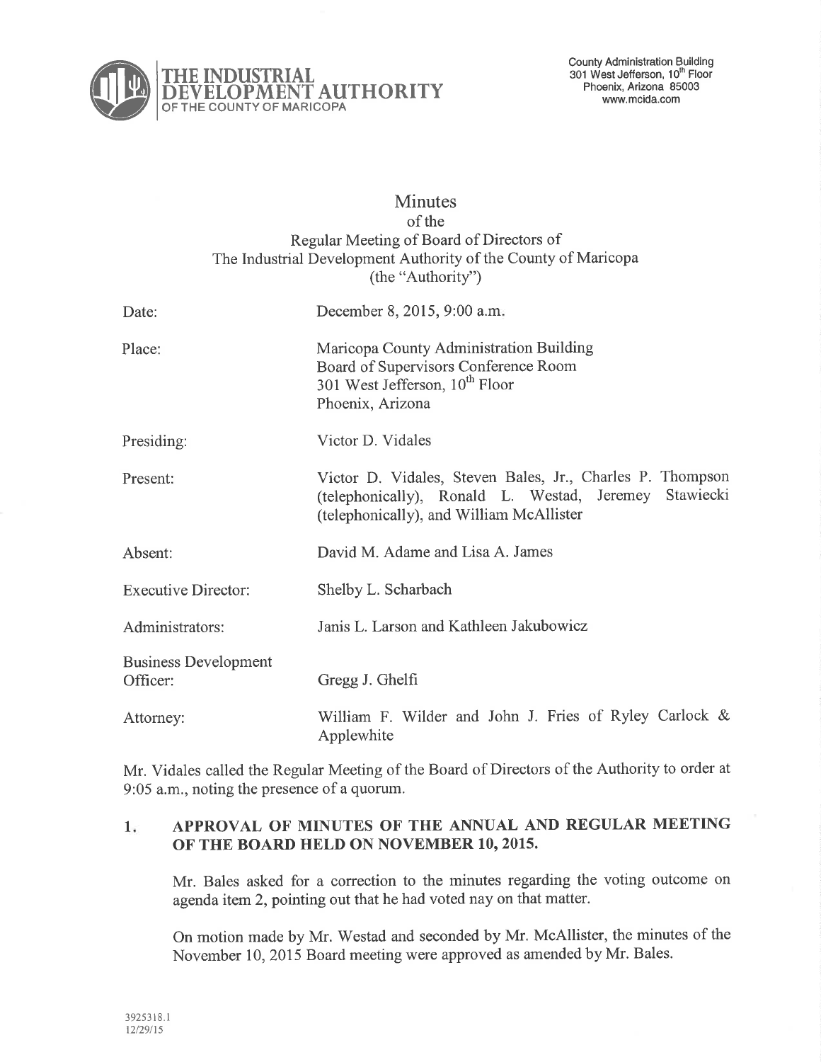THE INDUSTRIAL DEVELOPMENT AUTHORITY OF THE COUNTY OF MARICOPA

County Administration Building
301 West Jefferson, 10th Floor
Phoenix, Arizona 85003
www.mcida.com

# Minutes
## of the
## Regular Meeting of Board of Directors of
## The Industrial Development Authority of the County of Maricopa
## (the "Authority")

| | |
|---|---|
| Date: | December 8, 2015, 9:00 a.m. |
| Place: | Maricopa County Administration Building<br>Board of Supervisors Conference Room<br>301 West Jefferson, 10th Floor<br>Phoenix, Arizona |
| Presiding: | Victor D. Vidales |
| Present: | Victor D. Vidales, Steven Bales, Jr., Charles P. Thompson (telephonically), Ronald L. Westad, Jeremey Stawiecki (telephonically), and William McAllister |
| Absent: | David M. Adame and Lisa A. James |
| Executive Director: | Shelby L. Scharbach |
| Administrators: | Janis L. Larson and Kathleen Jakubowicz |
| Business Development Officer: | Gregg J. Ghelfi |
| Attorney: | William F. Wilder and John J. Fries of Ryley Carlock & Applewhite |

Mr. Vidales called the Regular Meeting of the Board of Directors of the Authority to order at 9:05 a.m., noting the presence of a quorum.

### 1. APPROVAL OF MINUTES OF THE ANNUAL AND REGULAR MEETING OF THE BOARD HELD ON NOVEMBER 10, 2015.

Mr. Bales asked for a correction to the minutes regarding the voting outcome on agenda item 2, pointing out that he had voted nay on that matter.

On motion made by Mr. Westad and seconded by Mr. McAllister, the minutes of the November 10, 2015 Board meeting were approved as amended by Mr. Bales.

3925318.1
12/29/15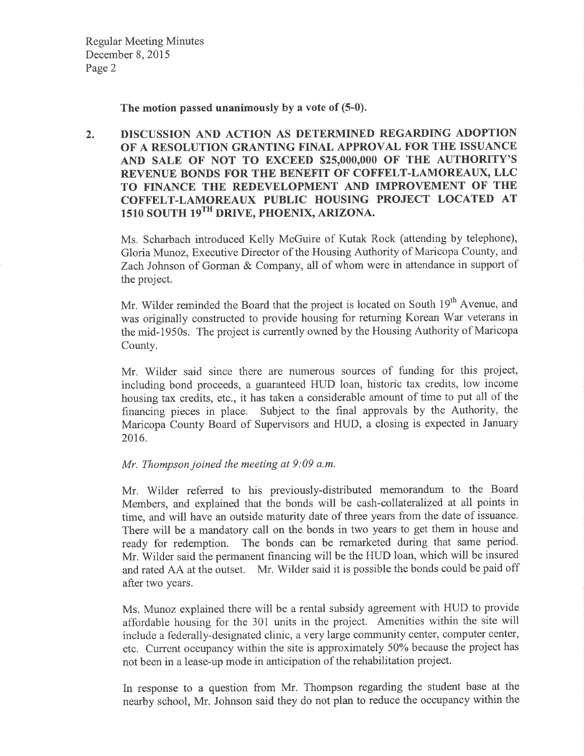**The motion passed unanimously by a vote of (5-0).**

2. **DISCUSSION AND ACTION AS DETERMINED REGARDING ADOPTION OF A RESOLUTION GRANTING FINAL APPROVAL FOR THE ISSUANCE AND SALE OF NOT TO EXCEED $25,000,000 OF THE AUTHORITY'S REVENUE BONDS FOR THE BENEFIT OF COFFELT-LAMOREAUX, LLC TO FINANCE THE REDEVELOPMENT AND IMPROVEMENT OF THE COFFELT-LAMOREAUX PUBLIC HOUSING PROJECT LOCATED AT 1510 SOUTH 19TH DRIVE, PHOENIX, ARIZONA.**

Ms. Scharbach introduced Kelly McGuire of Kutak Rock (attending by telephone), Gloria Munoz, Executive Director of the Housing Authority of Maricopa County, and Zach Johnson of Gorman & Company, all of whom were in attendance in support of the project.

Mr. Wilder reminded the Board that the project is located on South 19th Avenue, and was originally constructed to provide housing for returning Korean War veterans in the mid-1950s. The project is currently owned by the Housing Authority of Maricopa County.

Mr. Wilder said since there are numerous sources of funding for this project, including bond proceeds, a guaranteed HUD loan, historic tax credits, low income housing tax credits, etc., it has taken a considerable amount of time to put all of the financing pieces in place. Subject to the final approvals by the Authority, the Maricopa County Board of Supervisors and HUD, a closing is expected in January 2016.

*Mr. Thompson joined the meeting at 9:09 a.m.*

Mr. Wilder referred to his previously-distributed memorandum to the Board Members, and explained that the bonds will be cash-collateralized at all points in time, and will have an outside maturity date of three years from the date of issuance. There will be a mandatory call on the bonds in two years to get them in house and ready for redemption. The bonds can be remarketed during that same period. Mr. Wilder said the permanent financing will be the HUD loan, which will be insured and rated AA at the outset. Mr. Wilder said it is possible the bonds could be paid off after two years.

Ms. Munoz explained there will be a rental subsidy agreement with HUD to provide affordable housing for the 301 units in the project. Amenities within the site will include a federally-designated clinic, a very large community center, computer center, etc. Current occupancy within the site is approximately 50% because the project has not been in a lease-up mode in anticipation of the rehabilitation project.

In response to a question from Mr. Thompson regarding the student base at the nearby school, Mr. Johnson said they do not plan to reduce the occupancy within the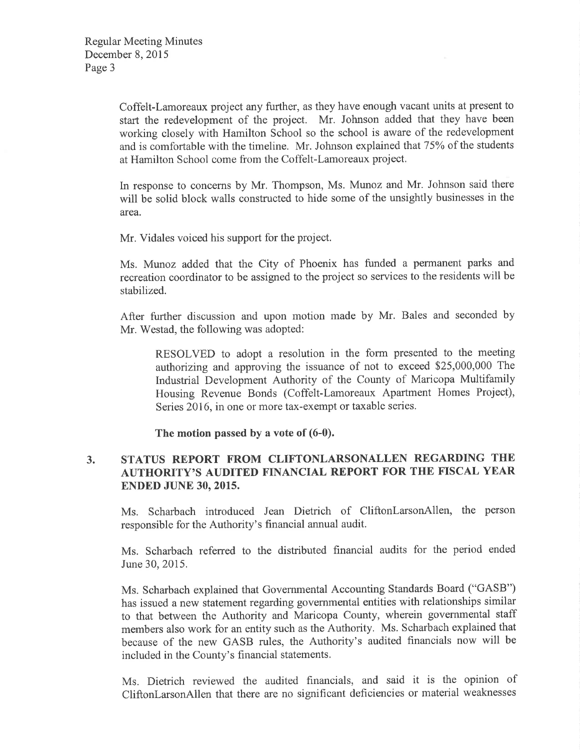Coffelt-Lamoreaux project any further, as they have enough vacant units at present to start the redevelopment of the project. Mr. Johnson added that they have been working closely with Hamilton School so the school is aware of the redevelopment and is comfortable with the timeline. Mr. Johnson explained that 75% of the students at Hamilton School come from the Coffelt-Lamoreaux project.

In response to concerns by Mr. Thompson, Ms. Munoz and Mr. Johnson said there will be solid block walls constructed to hide some of the unsightly businesses in the area.

Mr. Vidales voiced his support for the project.

Ms. Munoz added that the City of Phoenix has funded a permanent parks and recreation coordinator to be assigned to the project so services to the residents will be stabilized.

After further discussion and upon motion made by Mr. Bales and seconded by Mr. Westad, the following was adopted:

> RESOLVED to adopt a resolution in the form presented to the meeting authorizing and approving the issuance of not to exceed $25,000,000 The Industrial Development Authority of the County of Maricopa Multifamily Housing Revenue Bonds (Coffelt-Lamoreaux Apartment Homes Project), Series 2016, in one or more tax-exempt or taxable series.
>
> **The motion passed by a vote of (6-0).**

### 3. STATUS REPORT FROM CLIFTONLARSONALLEN REGARDING THE AUTHORITY'S AUDITED FINANCIAL REPORT FOR THE FISCAL YEAR ENDED JUNE 30, 2015.

Ms. Scharbach introduced Jean Dietrich of CliftonLarsonAllen, the person responsible for the Authority's financial annual audit.

Ms. Scharbach referred to the distributed financial audits for the period ended June 30, 2015.

Ms. Scharbach explained that Governmental Accounting Standards Board ("GASB") has issued a new statement regarding governmental entities with relationships similar to that between the Authority and Maricopa County, wherein governmental staff members also work for an entity such as the Authority. Ms. Scharbach explained that because of the new GASB rules, the Authority's audited financials now will be included in the County's financial statements.

Ms. Dietrich reviewed the audited financials, and said it is the opinion of CliftonLarsonAllen that there are no significant deficiencies or material weaknesses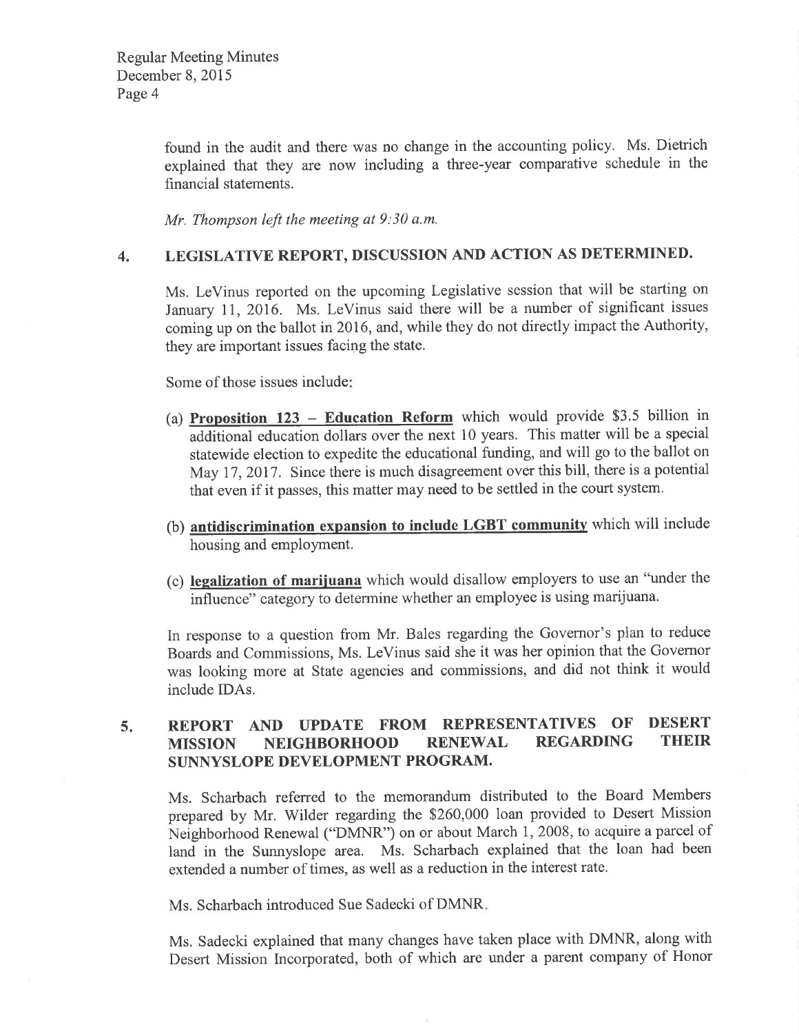found in the audit and there was no change in the accounting policy. Ms. Dietrich explained that they are now including a three-year comparative schedule in the financial statements.

*Mr. Thompson left the meeting at 9:30 a.m.*

## 4. LEGISLATIVE REPORT, DISCUSSION AND ACTION AS DETERMINED.

Ms. LeVinus reported on the upcoming Legislative session that will be starting on January 11, 2016. Ms. LeVinus said there will be a number of significant issues coming up on the ballot in 2016, and, while they do not directly impact the Authority, they are important issues facing the state.

Some of those issues include:

(a) **Proposition 123 – Education Reform** which would provide $3.5 billion in additional education dollars over the next 10 years. This matter will be a special statewide election to expedite the educational funding, and will go to the ballot on May 17, 2017. Since there is much disagreement over this bill, there is a potential that even if it passes, this matter may need to be settled in the court system.

(b) **antidiscrimination expansion to include LGBT community** which will include housing and employment.

(c) **legalization of marijuana** which would disallow employers to use an "under the influence" category to determine whether an employee is using marijuana.

In response to a question from Mr. Bales regarding the Governor's plan to reduce Boards and Commissions, Ms. LeVinus said she it was her opinion that the Governor was looking more at State agencies and commissions, and did not think it would include IDAs.

## 5. REPORT AND UPDATE FROM REPRESENTATIVES OF DESERT MISSION NEIGHBORHOOD RENEWAL REGARDING THEIR SUNNYSLOPE DEVELOPMENT PROGRAM.

Ms. Scharbach referred to the memorandum distributed to the Board Members prepared by Mr. Wilder regarding the $260,000 loan provided to Desert Mission Neighborhood Renewal ("DMNR") on or about March 1, 2008, to acquire a parcel of land in the Sunnyslope area. Ms. Scharbach explained that the loan had been extended a number of times, as well as a reduction in the interest rate.

Ms. Scharbach introduced Sue Sadecki of DMNR.

Ms. Sadecki explained that many changes have taken place with DMNR, along with Desert Mission Incorporated, both of which are under a parent company of Honor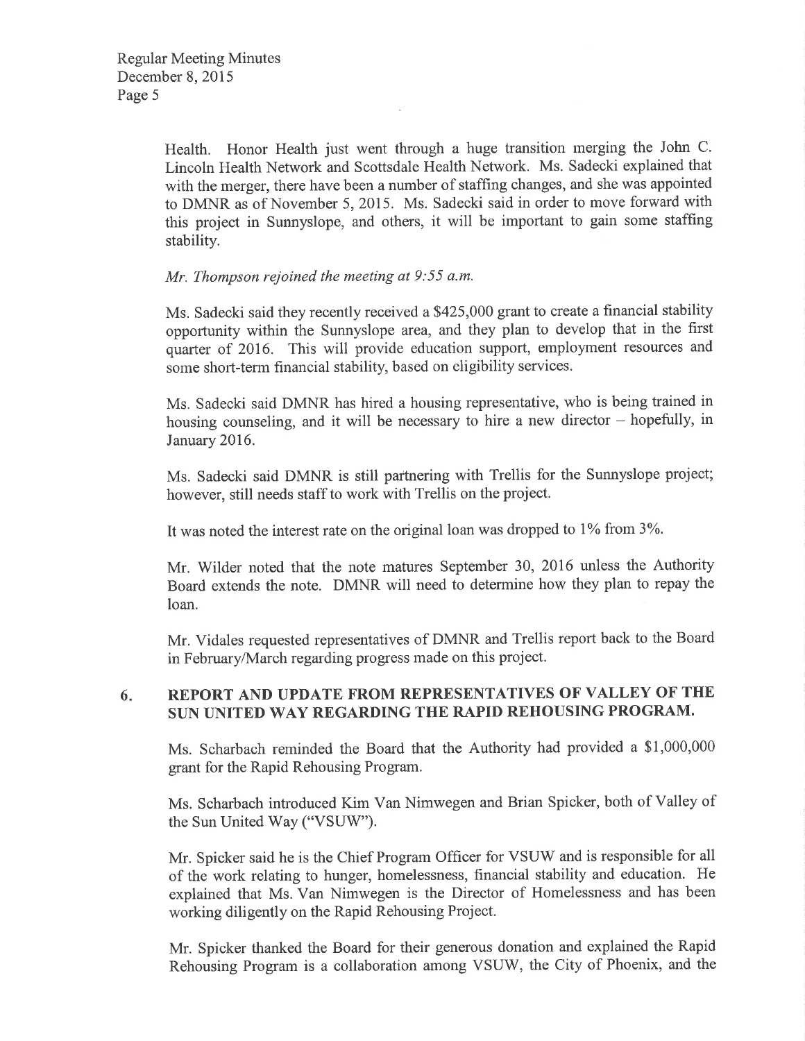Health. Honor Health just went through a huge transition merging the John C. Lincoln Health Network and Scottsdale Health Network. Ms. Sadecki explained that with the merger, there have been a number of staffing changes, and she was appointed to DMNR as of November 5, 2015. Ms. Sadecki said in order to move forward with this project in Sunnyslope, and others, it will be important to gain some staffing stability.

*Mr. Thompson rejoined the meeting at 9:55 a.m.*

Ms. Sadecki said they recently received a $425,000 grant to create a financial stability opportunity within the Sunnyslope area, and they plan to develop that in the first quarter of 2016. This will provide education support, employment resources and some short-term financial stability, based on eligibility services.

Ms. Sadecki said DMNR has hired a housing representative, who is being trained in housing counseling, and it will be necessary to hire a new director – hopefully, in January 2016.

Ms. Sadecki said DMNR is still partnering with Trellis for the Sunnyslope project; however, still needs staff to work with Trellis on the project.

It was noted the interest rate on the original loan was dropped to 1% from 3%.

Mr. Wilder noted that the note matures September 30, 2016 unless the Authority Board extends the note. DMNR will need to determine how they plan to repay the loan.

Mr. Vidales requested representatives of DMNR and Trellis report back to the Board in February/March regarding progress made on this project.

## 6. REPORT AND UPDATE FROM REPRESENTATIVES OF VALLEY OF THE SUN UNITED WAY REGARDING THE RAPID REHOUSING PROGRAM.

Ms. Scharbach reminded the Board that the Authority had provided a $1,000,000 grant for the Rapid Rehousing Program.

Ms. Scharbach introduced Kim Van Nimwegen and Brian Spicker, both of Valley of the Sun United Way ("VSUW").

Mr. Spicker said he is the Chief Program Officer for VSUW and is responsible for all of the work relating to hunger, homelessness, financial stability and education. He explained that Ms. Van Nimwegen is the Director of Homelessness and has been working diligently on the Rapid Rehousing Project.

Mr. Spicker thanked the Board for their generous donation and explained the Rapid Rehousing Program is a collaboration among VSUW, the City of Phoenix, and the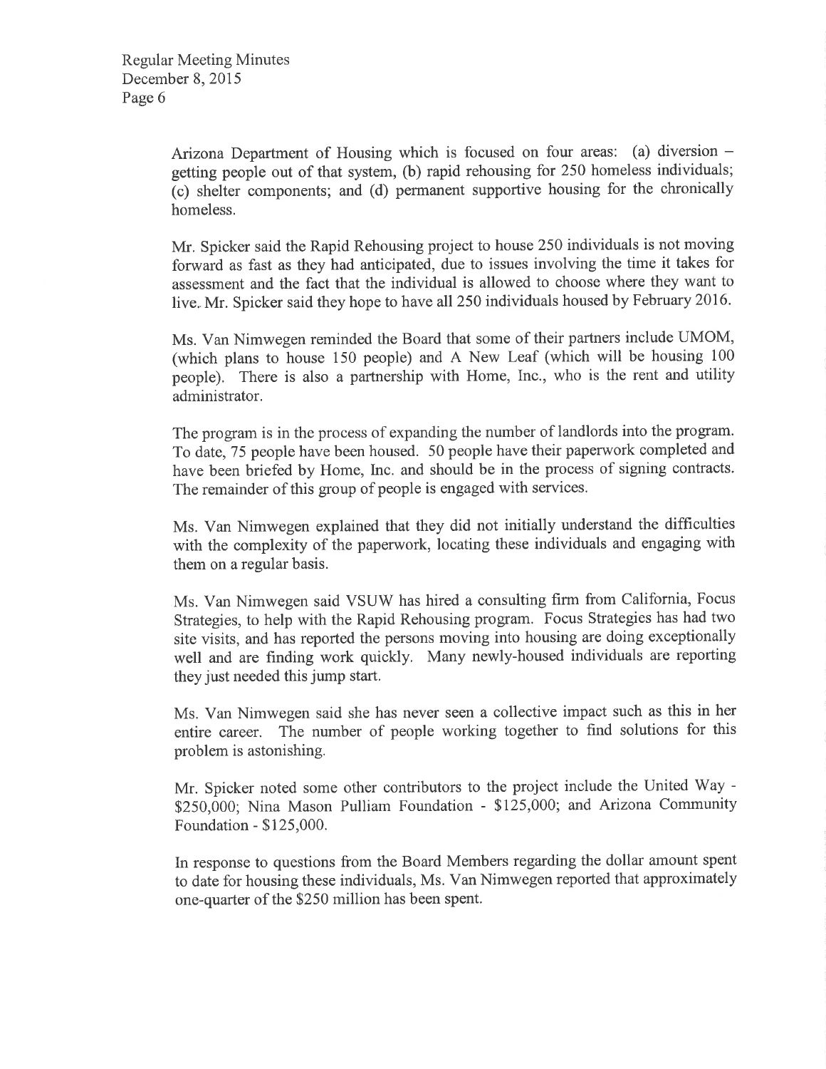Arizona Department of Housing which is focused on four areas: (a) diversion – getting people out of that system, (b) rapid rehousing for 250 homeless individuals; (c) shelter components; and (d) permanent supportive housing for the chronically homeless.

Mr. Spicker said the Rapid Rehousing project to house 250 individuals is not moving forward as fast as they had anticipated, due to issues involving the time it takes for assessment and the fact that the individual is allowed to choose where they want to live. Mr. Spicker said they hope to have all 250 individuals housed by February 2016.

Ms. Van Nimwegen reminded the Board that some of their partners include UMOM, (which plans to house 150 people) and A New Leaf (which will be housing 100 people). There is also a partnership with Home, Inc., who is the rent and utility administrator.

The program is in the process of expanding the number of landlords into the program. To date, 75 people have been housed. 50 people have their paperwork completed and have been briefed by Home, Inc. and should be in the process of signing contracts. The remainder of this group of people is engaged with services.

Ms. Van Nimwegen explained that they did not initially understand the difficulties with the complexity of the paperwork, locating these individuals and engaging with them on a regular basis.

Ms. Van Nimwegen said VSUW has hired a consulting firm from California, Focus Strategies, to help with the Rapid Rehousing program. Focus Strategies has had two site visits, and has reported the persons moving into housing are doing exceptionally well and are finding work quickly. Many newly-housed individuals are reporting they just needed this jump start.

Ms. Van Nimwegen said she has never seen a collective impact such as this in her entire career. The number of people working together to find solutions for this problem is astonishing.

Mr. Spicker noted some other contributors to the project include the United Way - $250,000; Nina Mason Pulliam Foundation - $125,000; and Arizona Community Foundation - $125,000.

In response to questions from the Board Members regarding the dollar amount spent to date for housing these individuals, Ms. Van Nimwegen reported that approximately one-quarter of the $250 million has been spent.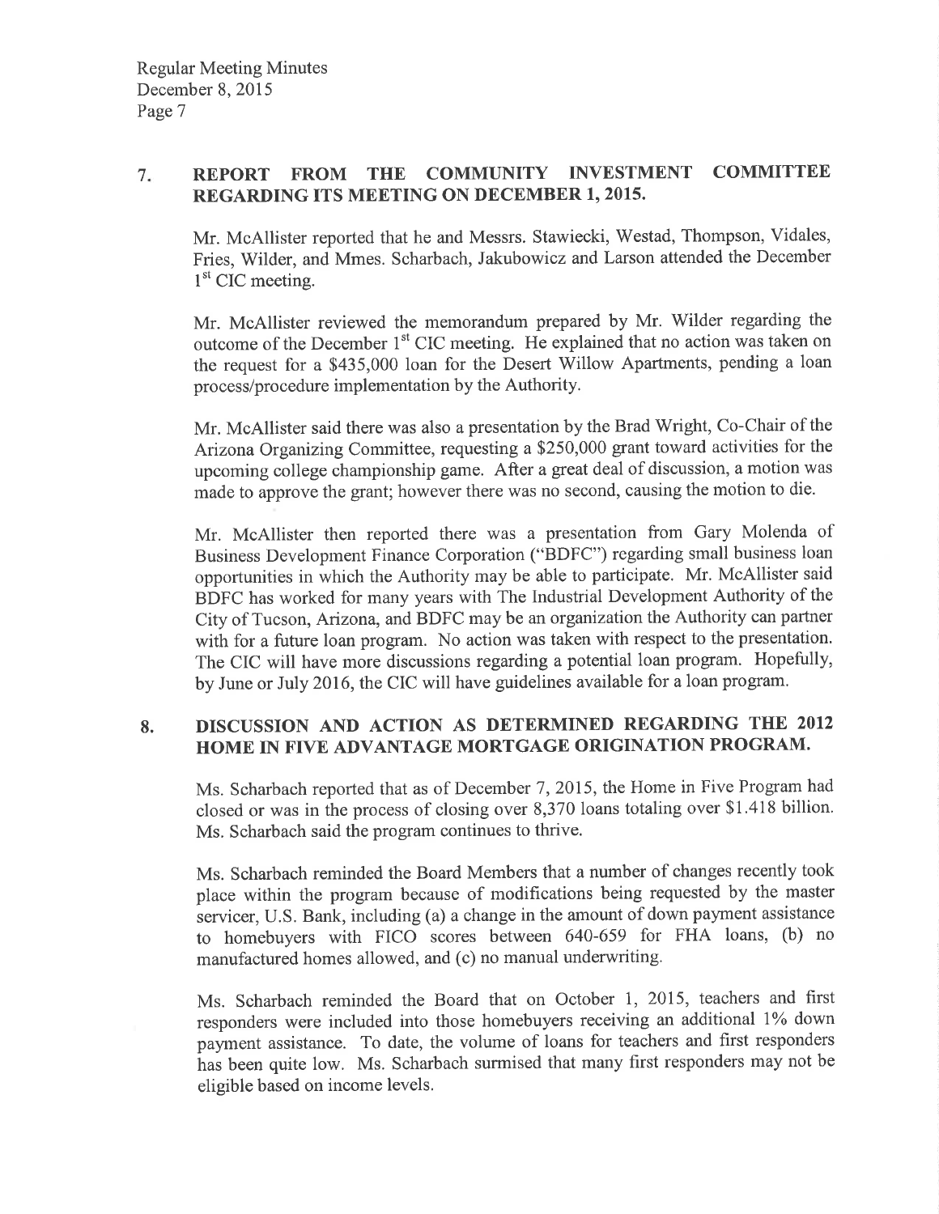7. **REPORT FROM THE COMMUNITY INVESTMENT COMMITTEE REGARDING ITS MEETING ON DECEMBER 1, 2015.**

   Mr. McAllister reported that he and Messrs. Stawiecki, Westad, Thompson, Vidales, Fries, Wilder, and Mmes. Scharbach, Jakubowicz and Larson attended the December 1st CIC meeting.

   Mr. McAllister reviewed the memorandum prepared by Mr. Wilder regarding the outcome of the December 1st CIC meeting. He explained that no action was taken on the request for a $435,000 loan for the Desert Willow Apartments, pending a loan process/procedure implementation by the Authority.

   Mr. McAllister said there was also a presentation by the Brad Wright, Co-Chair of the Arizona Organizing Committee, requesting a $250,000 grant toward activities for the upcoming college championship game. After a great deal of discussion, a motion was made to approve the grant; however there was no second, causing the motion to die.

   Mr. McAllister then reported there was a presentation from Gary Molenda of Business Development Finance Corporation ("BDFC") regarding small business loan opportunities in which the Authority may be able to participate. Mr. McAllister said BDFC has worked for many years with The Industrial Development Authority of the City of Tucson, Arizona, and BDFC may be an organization the Authority can partner with for a future loan program. No action was taken with respect to the presentation. The CIC will have more discussions regarding a potential loan program. Hopefully, by June or July 2016, the CIC will have guidelines available for a loan program.

8. **DISCUSSION AND ACTION AS DETERMINED REGARDING THE 2012 HOME IN FIVE ADVANTAGE MORTGAGE ORIGINATION PROGRAM.**

   Ms. Scharbach reported that as of December 7, 2015, the Home in Five Program had closed or was in the process of closing over 8,370 loans totaling over $1.418 billion. Ms. Scharbach said the program continues to thrive.

   Ms. Scharbach reminded the Board Members that a number of changes recently took place within the program because of modifications being requested by the master servicer, U.S. Bank, including (a) a change in the amount of down payment assistance to homebuyers with FICO scores between 640-659 for FHA loans, (b) no manufactured homes allowed, and (c) no manual underwriting.

   Ms. Scharbach reminded the Board that on October 1, 2015, teachers and first responders were included into those homebuyers receiving an additional 1% down payment assistance. To date, the volume of loans for teachers and first responders has been quite low. Ms. Scharbach surmised that many first responders may not be eligible based on income levels.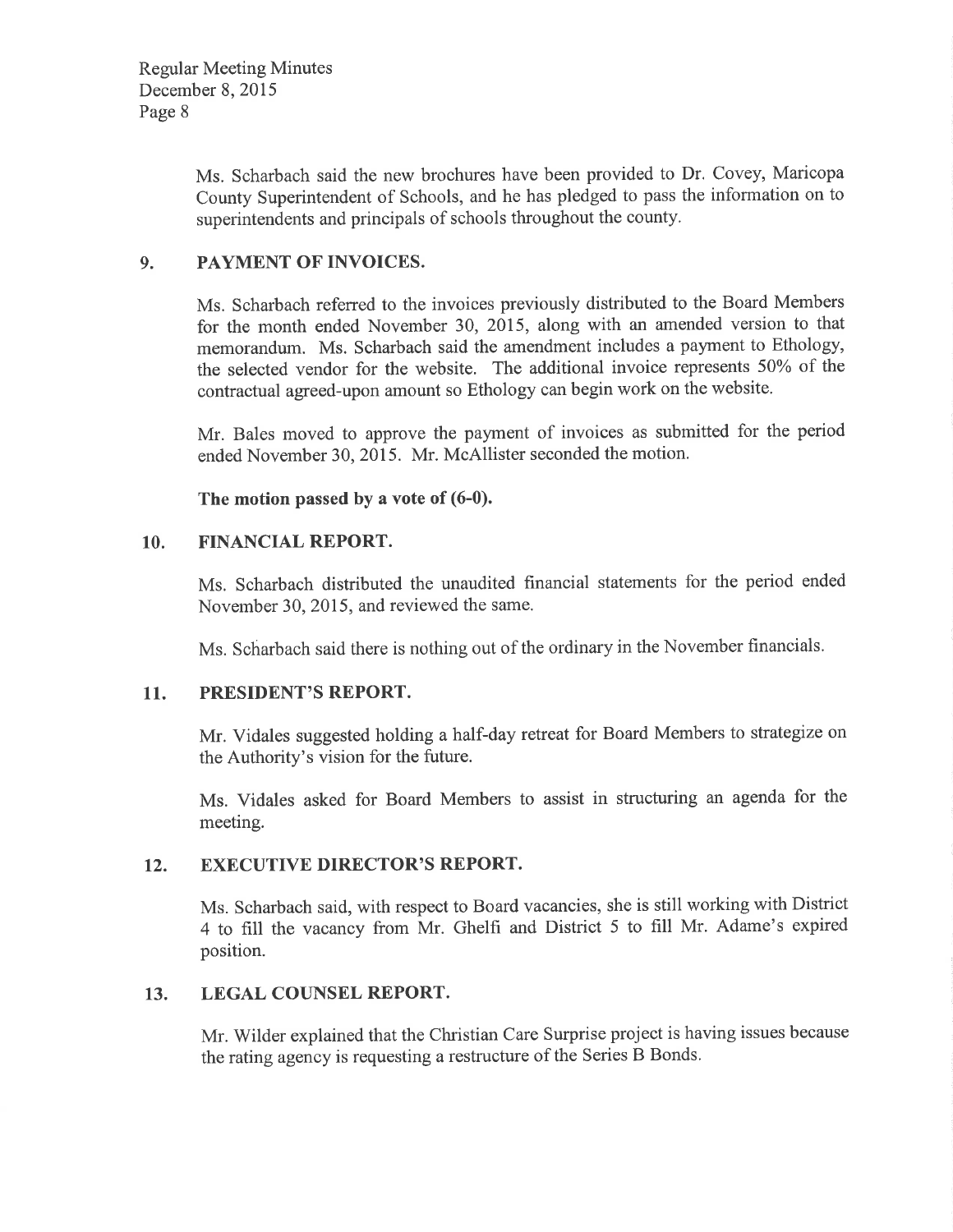Ms. Scharbach said the new brochures have been provided to Dr. Covey, Maricopa County Superintendent of Schools, and he has pledged to pass the information on to superintendents and principals of schools throughout the county.

## 9. PAYMENT OF INVOICES.

Ms. Scharbach referred to the invoices previously distributed to the Board Members for the month ended November 30, 2015, along with an amended version to that memorandum. Ms. Scharbach said the amendment includes a payment to Ethology, the selected vendor for the website. The additional invoice represents 50% of the contractual agreed-upon amount so Ethology can begin work on the website.

Mr. Bales moved to approve the payment of invoices as submitted for the period ended November 30, 2015. Mr. McAllister seconded the motion.

**The motion passed by a vote of (6-0).**

## 10. FINANCIAL REPORT.

Ms. Scharbach distributed the unaudited financial statements for the period ended November 30, 2015, and reviewed the same.

Ms. Scharbach said there is nothing out of the ordinary in the November financials.

## 11. PRESIDENT'S REPORT.

Mr. Vidales suggested holding a half-day retreat for Board Members to strategize on the Authority's vision for the future.

Ms. Vidales asked for Board Members to assist in structuring an agenda for the meeting.

## 12. EXECUTIVE DIRECTOR'S REPORT.

Ms. Scharbach said, with respect to Board vacancies, she is still working with District 4 to fill the vacancy from Mr. Ghelfi and District 5 to fill Mr. Adame's expired position.

## 13. LEGAL COUNSEL REPORT.

Mr. Wilder explained that the Christian Care Surprise project is having issues because the rating agency is requesting a restructure of the Series B Bonds.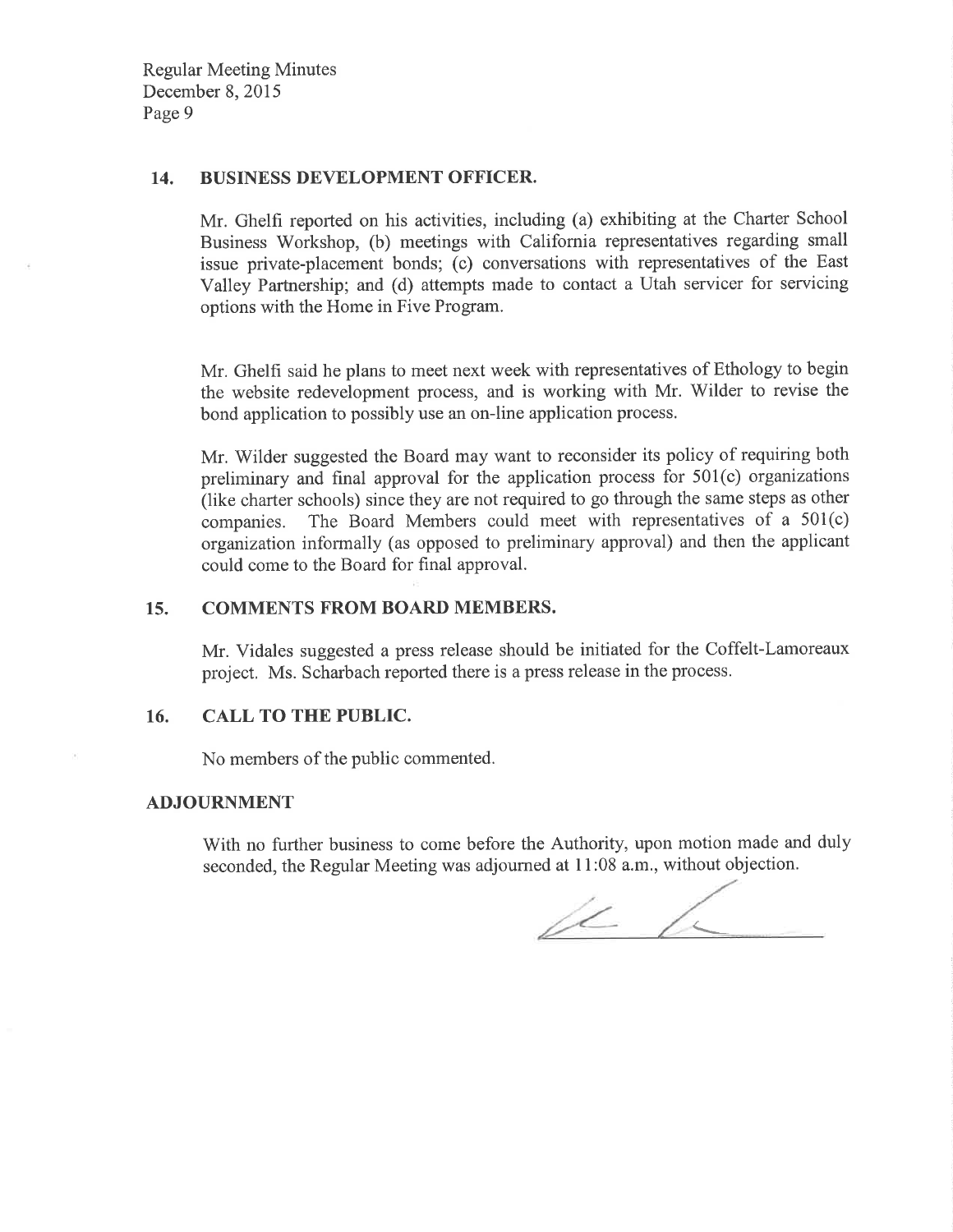## 14. BUSINESS DEVELOPMENT OFFICER.

Mr. Ghelfi reported on his activities, including (a) exhibiting at the Charter School Business Workshop, (b) meetings with California representatives regarding small issue private-placement bonds; (c) conversations with representatives of the East Valley Partnership; and (d) attempts made to contact a Utah servicer for servicing options with the Home in Five Program.

Mr. Ghelfi said he plans to meet next week with representatives of Ethology to begin the website redevelopment process, and is working with Mr. Wilder to revise the bond application to possibly use an on-line application process.

Mr. Wilder suggested the Board may want to reconsider its policy of requiring both preliminary and final approval for the application process for 501(c) organizations (like charter schools) since they are not required to go through the same steps as other companies. The Board Members could meet with representatives of a 501(c) organization informally (as opposed to preliminary approval) and then the applicant could come to the Board for final approval.

## 15. COMMENTS FROM BOARD MEMBERS.

Mr. Vidales suggested a press release should be initiated for the Coffelt-Lamoreaux project. Ms. Scharbach reported there is a press release in the process.

## 16. CALL TO THE PUBLIC.

No members of the public commented.

## ADJOURNMENT

With no further business to come before the Authority, upon motion made and duly seconded, the Regular Meeting was adjourned at 11:08 a.m., without objection.